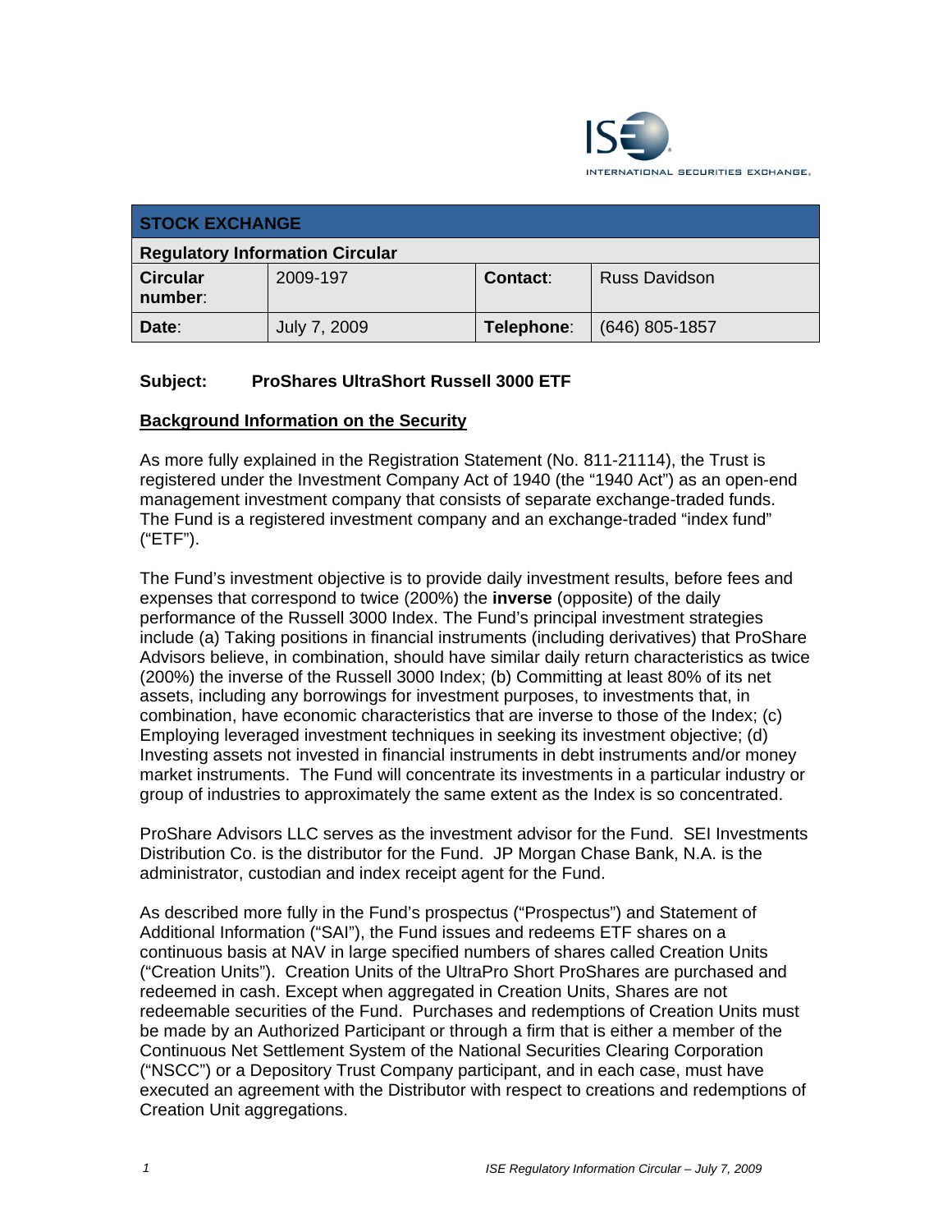INTERNATIONAL SECURITIES EXCHANGE.

| STOCK EXCHANGE | | | |
|---|---|---|---|
| **Regulatory Information Circular** | | | |
| **Circular number**: | 2009-197 | **Contact**: | Russ Davidson |
| **Date**: | July 7, 2009 | **Telephone**: | (646) 805-1857 |

**Subject: ProShares UltraShort Russell 3000 ETF**

## Background Information on the Security

As more fully explained in the Registration Statement (No. 811-21114), the Trust is registered under the Investment Company Act of 1940 (the "1940 Act") as an open-end management investment company that consists of separate exchange-traded funds. The Fund is a registered investment company and an exchange-traded "index fund" ("ETF").

The Fund's investment objective is to provide daily investment results, before fees and expenses that correspond to twice (200%) the **inverse** (opposite) of the daily performance of the Russell 3000 Index. The Fund's principal investment strategies include (a) Taking positions in financial instruments (including derivatives) that ProShare Advisors believe, in combination, should have similar daily return characteristics as twice (200%) the inverse of the Russell 3000 Index; (b) Committing at least 80% of its net assets, including any borrowings for investment purposes, to investments that, in combination, have economic characteristics that are inverse to those of the Index; (c) Employing leveraged investment techniques in seeking its investment objective; (d) Investing assets not invested in financial instruments in debt instruments and/or money market instruments. The Fund will concentrate its investments in a particular industry or group of industries to approximately the same extent as the Index is so concentrated.

ProShare Advisors LLC serves as the investment advisor for the Fund. SEI Investments Distribution Co. is the distributor for the Fund. JP Morgan Chase Bank, N.A. is the administrator, custodian and index receipt agent for the Fund.

As described more fully in the Fund's prospectus ("Prospectus") and Statement of Additional Information ("SAI"), the Fund issues and redeems ETF shares on a continuous basis at NAV in large specified numbers of shares called Creation Units ("Creation Units"). Creation Units of the UltraPro Short ProShares are purchased and redeemed in cash. Except when aggregated in Creation Units, Shares are not redeemable securities of the Fund. Purchases and redemptions of Creation Units must be made by an Authorized Participant or through a firm that is either a member of the Continuous Net Settlement System of the National Securities Clearing Corporation ("NSCC") or a Depository Trust Company participant, and in each case, must have executed an agreement with the Distributor with respect to creations and redemptions of Creation Unit aggregations.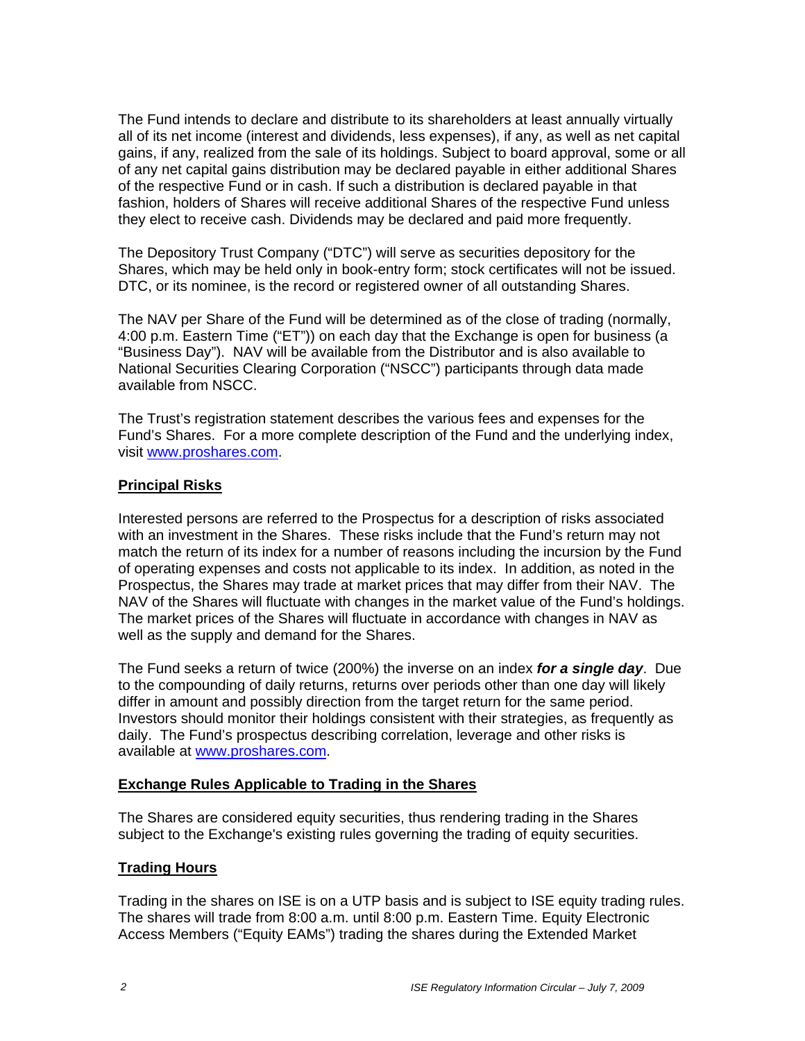The Fund intends to declare and distribute to its shareholders at least annually virtually all of its net income (interest and dividends, less expenses), if any, as well as net capital gains, if any, realized from the sale of its holdings. Subject to board approval, some or all of any net capital gains distribution may be declared payable in either additional Shares of the respective Fund or in cash. If such a distribution is declared payable in that fashion, holders of Shares will receive additional Shares of the respective Fund unless they elect to receive cash. Dividends may be declared and paid more frequently.

The Depository Trust Company ("DTC") will serve as securities depository for the Shares, which may be held only in book-entry form; stock certificates will not be issued. DTC, or its nominee, is the record or registered owner of all outstanding Shares.

The NAV per Share of the Fund will be determined as of the close of trading (normally, 4:00 p.m. Eastern Time ("ET")) on each day that the Exchange is open for business (a "Business Day"). NAV will be available from the Distributor and is also available to National Securities Clearing Corporation ("NSCC") participants through data made available from NSCC.

The Trust's registration statement describes the various fees and expenses for the Fund's Shares. For a more complete description of the Fund and the underlying index, visit www.proshares.com.

## Principal Risks

Interested persons are referred to the Prospectus for a description of risks associated with an investment in the Shares. These risks include that the Fund's return may not match the return of its index for a number of reasons including the incursion by the Fund of operating expenses and costs not applicable to its index. In addition, as noted in the Prospectus, the Shares may trade at market prices that may differ from their NAV. The NAV of the Shares will fluctuate with changes in the market value of the Fund's holdings. The market prices of the Shares will fluctuate in accordance with changes in NAV as well as the supply and demand for the Shares.

The Fund seeks a return of twice (200%) the inverse on an index ***for a single day***. Due to the compounding of daily returns, returns over periods other than one day will likely differ in amount and possibly direction from the target return for the same period. Investors should monitor their holdings consistent with their strategies, as frequently as daily. The Fund's prospectus describing correlation, leverage and other risks is available at www.proshares.com.

## Exchange Rules Applicable to Trading in the Shares

The Shares are considered equity securities, thus rendering trading in the Shares subject to the Exchange's existing rules governing the trading of equity securities.

## Trading Hours

Trading in the shares on ISE is on a UTP basis and is subject to ISE equity trading rules. The shares will trade from 8:00 a.m. until 8:00 p.m. Eastern Time. Equity Electronic Access Members ("Equity EAMs") trading the shares during the Extended Market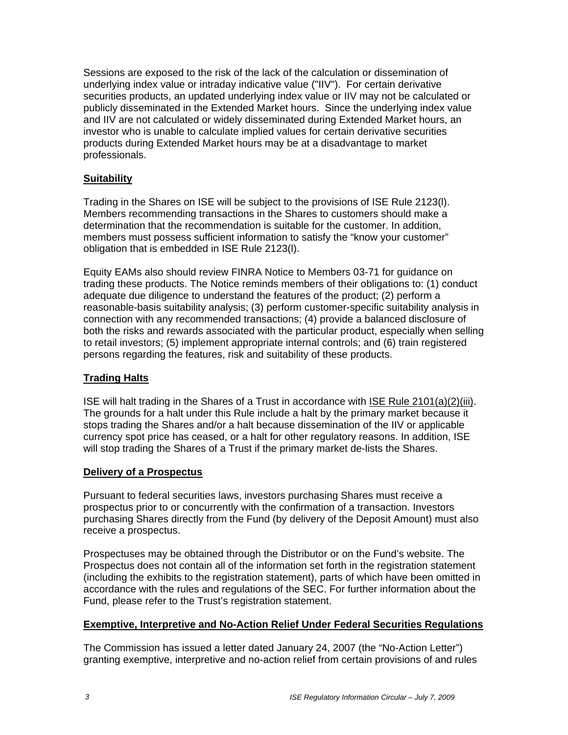Sessions are exposed to the risk of the lack of the calculation or dissemination of underlying index value or intraday indicative value ("IIV"). For certain derivative securities products, an updated underlying index value or IIV may not be calculated or publicly disseminated in the Extended Market hours. Since the underlying index value and IIV are not calculated or widely disseminated during Extended Market hours, an investor who is unable to calculate implied values for certain derivative securities products during Extended Market hours may be at a disadvantage to market professionals.

## Suitability

Trading in the Shares on ISE will be subject to the provisions of ISE Rule 2123(l). Members recommending transactions in the Shares to customers should make a determination that the recommendation is suitable for the customer. In addition, members must possess sufficient information to satisfy the "know your customer" obligation that is embedded in ISE Rule 2123(l).

Equity EAMs also should review FINRA Notice to Members 03-71 for guidance on trading these products. The Notice reminds members of their obligations to: (1) conduct adequate due diligence to understand the features of the product; (2) perform a reasonable-basis suitability analysis; (3) perform customer-specific suitability analysis in connection with any recommended transactions; (4) provide a balanced disclosure of both the risks and rewards associated with the particular product, especially when selling to retail investors; (5) implement appropriate internal controls; and (6) train registered persons regarding the features, risk and suitability of these products.

## Trading Halts

ISE will halt trading in the Shares of a Trust in accordance with ISE Rule 2101(a)(2)(iii). The grounds for a halt under this Rule include a halt by the primary market because it stops trading the Shares and/or a halt because dissemination of the IIV or applicable currency spot price has ceased, or a halt for other regulatory reasons. In addition, ISE will stop trading the Shares of a Trust if the primary market de-lists the Shares.

## Delivery of a Prospectus

Pursuant to federal securities laws, investors purchasing Shares must receive a prospectus prior to or concurrently with the confirmation of a transaction. Investors purchasing Shares directly from the Fund (by delivery of the Deposit Amount) must also receive a prospectus.

Prospectuses may be obtained through the Distributor or on the Fund's website. The Prospectus does not contain all of the information set forth in the registration statement (including the exhibits to the registration statement), parts of which have been omitted in accordance with the rules and regulations of the SEC. For further information about the Fund, please refer to the Trust's registration statement.

## Exemptive, Interpretive and No-Action Relief Under Federal Securities Regulations

The Commission has issued a letter dated January 24, 2007 (the "No-Action Letter") granting exemptive, interpretive and no-action relief from certain provisions of and rules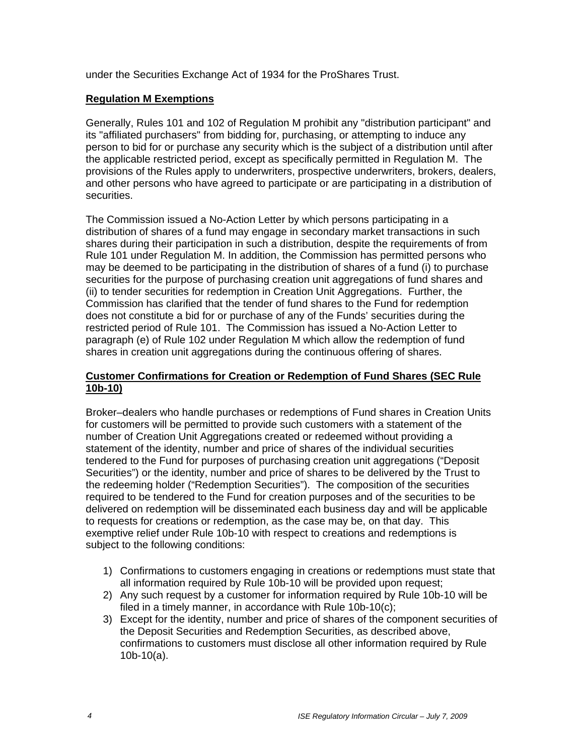under the Securities Exchange Act of 1934 for the ProShares Trust.

## Regulation M Exemptions

Generally, Rules 101 and 102 of Regulation M prohibit any "distribution participant" and its "affiliated purchasers" from bidding for, purchasing, or attempting to induce any person to bid for or purchase any security which is the subject of a distribution until after the applicable restricted period, except as specifically permitted in Regulation M. The provisions of the Rules apply to underwriters, prospective underwriters, brokers, dealers, and other persons who have agreed to participate or are participating in a distribution of securities.

The Commission issued a No-Action Letter by which persons participating in a distribution of shares of a fund may engage in secondary market transactions in such shares during their participation in such a distribution, despite the requirements of from Rule 101 under Regulation M. In addition, the Commission has permitted persons who may be deemed to be participating in the distribution of shares of a fund (i) to purchase securities for the purpose of purchasing creation unit aggregations of fund shares and (ii) to tender securities for redemption in Creation Unit Aggregations. Further, the Commission has clarified that the tender of fund shares to the Fund for redemption does not constitute a bid for or purchase of any of the Funds' securities during the restricted period of Rule 101. The Commission has issued a No-Action Letter to paragraph (e) of Rule 102 under Regulation M which allow the redemption of fund shares in creation unit aggregations during the continuous offering of shares.

## Customer Confirmations for Creation or Redemption of Fund Shares (SEC Rule 10b-10)

Broker–dealers who handle purchases or redemptions of Fund shares in Creation Units for customers will be permitted to provide such customers with a statement of the number of Creation Unit Aggregations created or redeemed without providing a statement of the identity, number and price of shares of the individual securities tendered to the Fund for purposes of purchasing creation unit aggregations ("Deposit Securities") or the identity, number and price of shares to be delivered by the Trust to the redeeming holder ("Redemption Securities"). The composition of the securities required to be tendered to the Fund for creation purposes and of the securities to be delivered on redemption will be disseminated each business day and will be applicable to requests for creations or redemption, as the case may be, on that day. This exemptive relief under Rule 10b-10 with respect to creations and redemptions is subject to the following conditions:

1) Confirmations to customers engaging in creations or redemptions must state that all information required by Rule 10b-10 will be provided upon request;
2) Any such request by a customer for information required by Rule 10b-10 will be filed in a timely manner, in accordance with Rule 10b-10(c);
3) Except for the identity, number and price of shares of the component securities of the Deposit Securities and Redemption Securities, as described above, confirmations to customers must disclose all other information required by Rule 10b-10(a).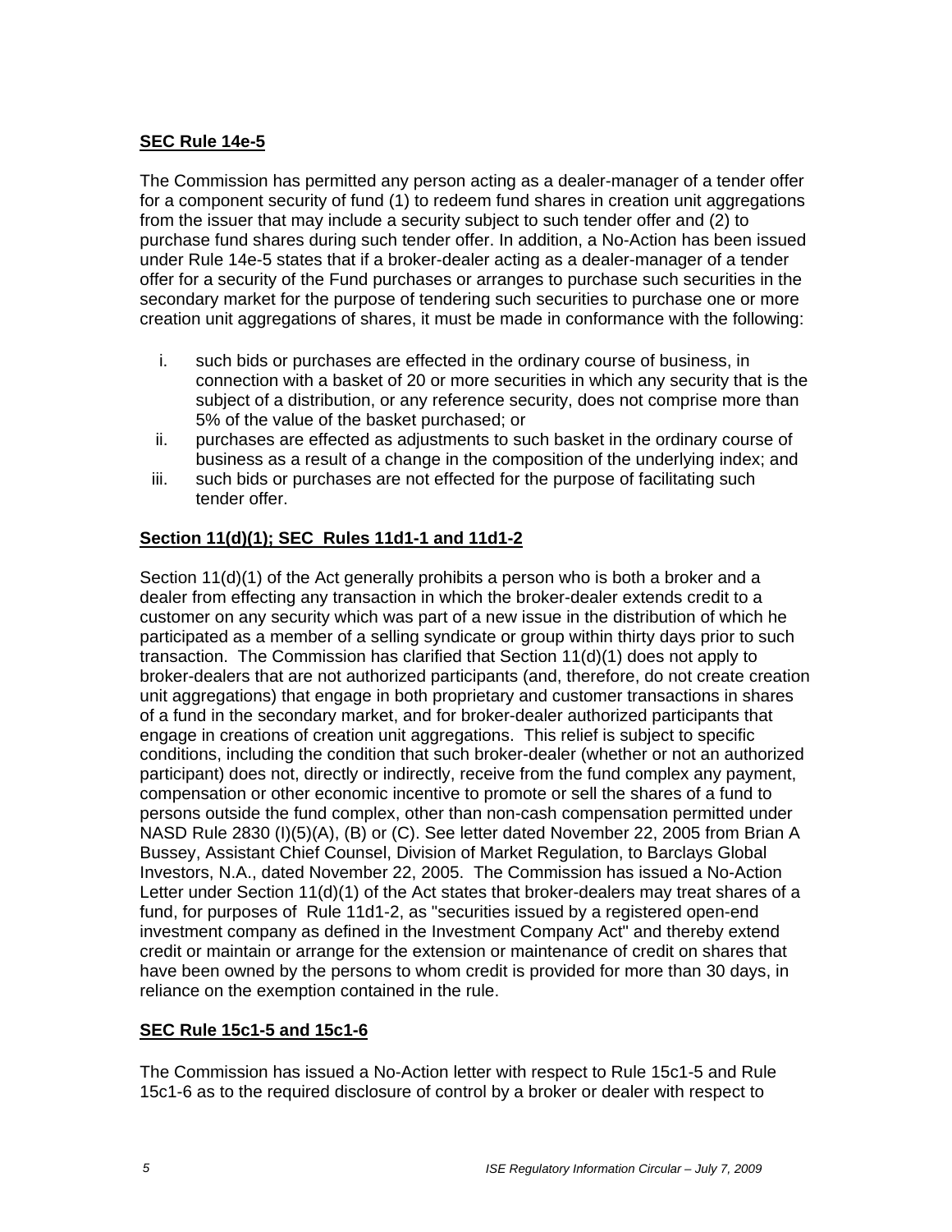**SEC Rule 14e-5**

The Commission has permitted any person acting as a dealer-manager of a tender offer for a component security of fund (1) to redeem fund shares in creation unit aggregations from the issuer that may include a security subject to such tender offer and (2) to purchase fund shares during such tender offer. In addition, a No-Action has been issued under Rule 14e-5 states that if a broker-dealer acting as a dealer-manager of a tender offer for a security of the Fund purchases or arranges to purchase such securities in the secondary market for the purpose of tendering such securities to purchase one or more creation unit aggregations of shares, it must be made in conformance with the following:

i. such bids or purchases are effected in the ordinary course of business, in connection with a basket of 20 or more securities in which any security that is the subject of a distribution, or any reference security, does not comprise more than 5% of the value of the basket purchased; or
ii. purchases are effected as adjustments to such basket in the ordinary course of business as a result of a change in the composition of the underlying index; and
iii. such bids or purchases are not effected for the purpose of facilitating such tender offer.

**Section 11(d)(1); SEC Rules 11d1-1 and 11d1-2**

Section 11(d)(1) of the Act generally prohibits a person who is both a broker and a dealer from effecting any transaction in which the broker-dealer extends credit to a customer on any security which was part of a new issue in the distribution of which he participated as a member of a selling syndicate or group within thirty days prior to such transaction. The Commission has clarified that Section 11(d)(1) does not apply to broker-dealers that are not authorized participants (and, therefore, do not create creation unit aggregations) that engage in both proprietary and customer transactions in shares of a fund in the secondary market, and for broker-dealer authorized participants that engage in creations of creation unit aggregations. This relief is subject to specific conditions, including the condition that such broker-dealer (whether or not an authorized participant) does not, directly or indirectly, receive from the fund complex any payment, compensation or other economic incentive to promote or sell the shares of a fund to persons outside the fund complex, other than non-cash compensation permitted under NASD Rule 2830 (I)(5)(A), (B) or (C). See letter dated November 22, 2005 from Brian A Bussey, Assistant Chief Counsel, Division of Market Regulation, to Barclays Global Investors, N.A., dated November 22, 2005. The Commission has issued a No-Action Letter under Section 11(d)(1) of the Act states that broker-dealers may treat shares of a fund, for purposes of Rule 11d1-2, as "securities issued by a registered open-end investment company as defined in the Investment Company Act" and thereby extend credit or maintain or arrange for the extension or maintenance of credit on shares that have been owned by the persons to whom credit is provided for more than 30 days, in reliance on the exemption contained in the rule.

**SEC Rule 15c1-5 and 15c1-6**

The Commission has issued a No-Action letter with respect to Rule 15c1-5 and Rule 15c1-6 as to the required disclosure of control by a broker or dealer with respect to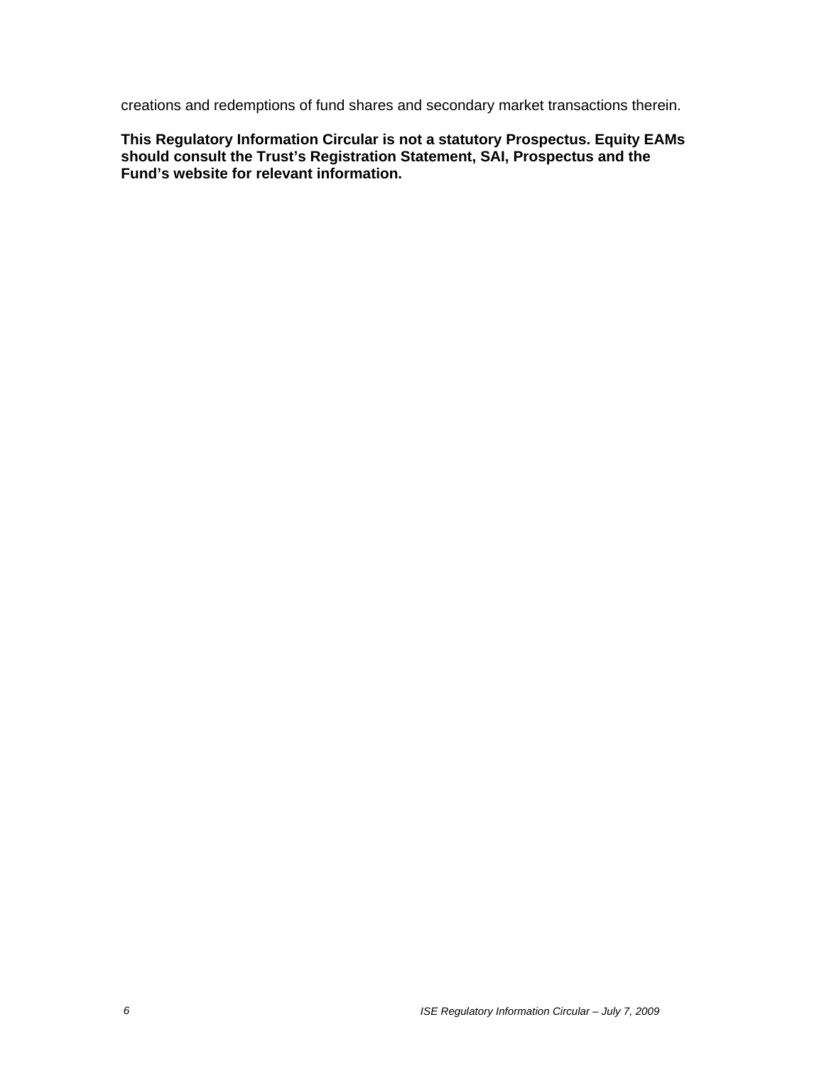creations and redemptions of fund shares and secondary market transactions therein.

**This Regulatory Information Circular is not a statutory Prospectus. Equity EAMs should consult the Trust's Registration Statement, SAI, Prospectus and the Fund's website for relevant information.**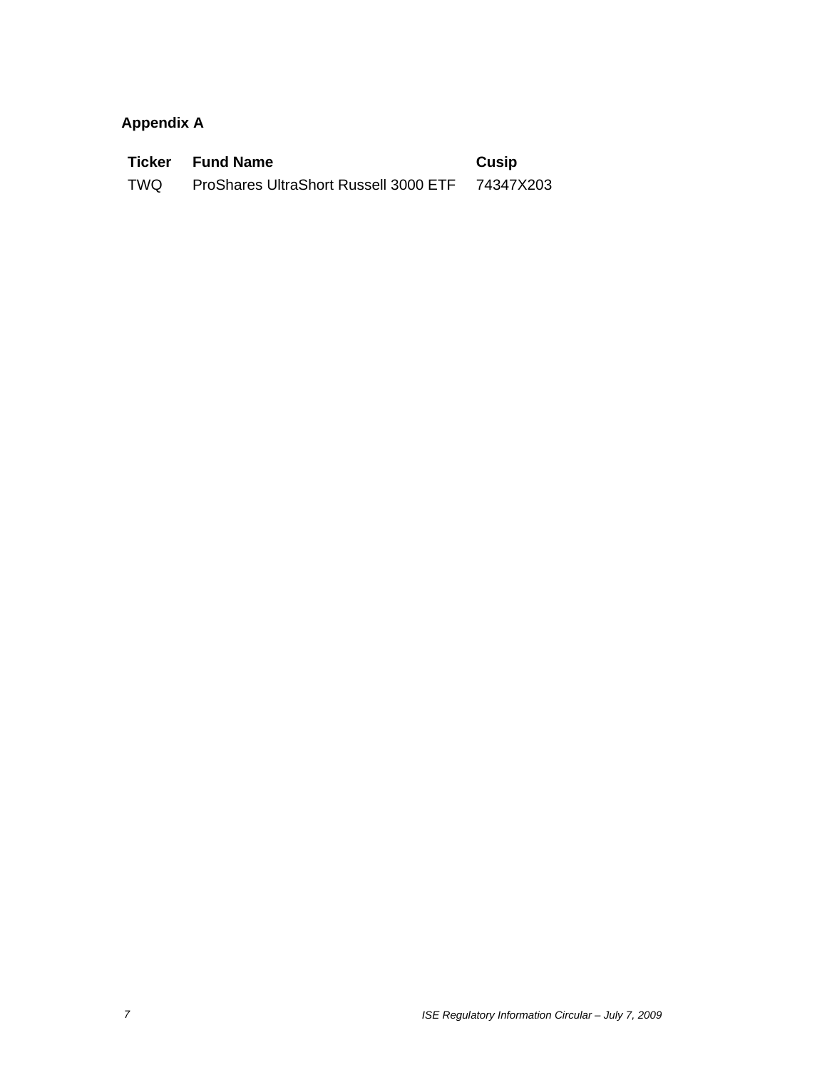## Appendix A

| Ticker | Fund Name | Cusip |
| --- | --- | --- |
| TWQ | ProShares UltraShort Russell 3000 ETF | 74347X203 |